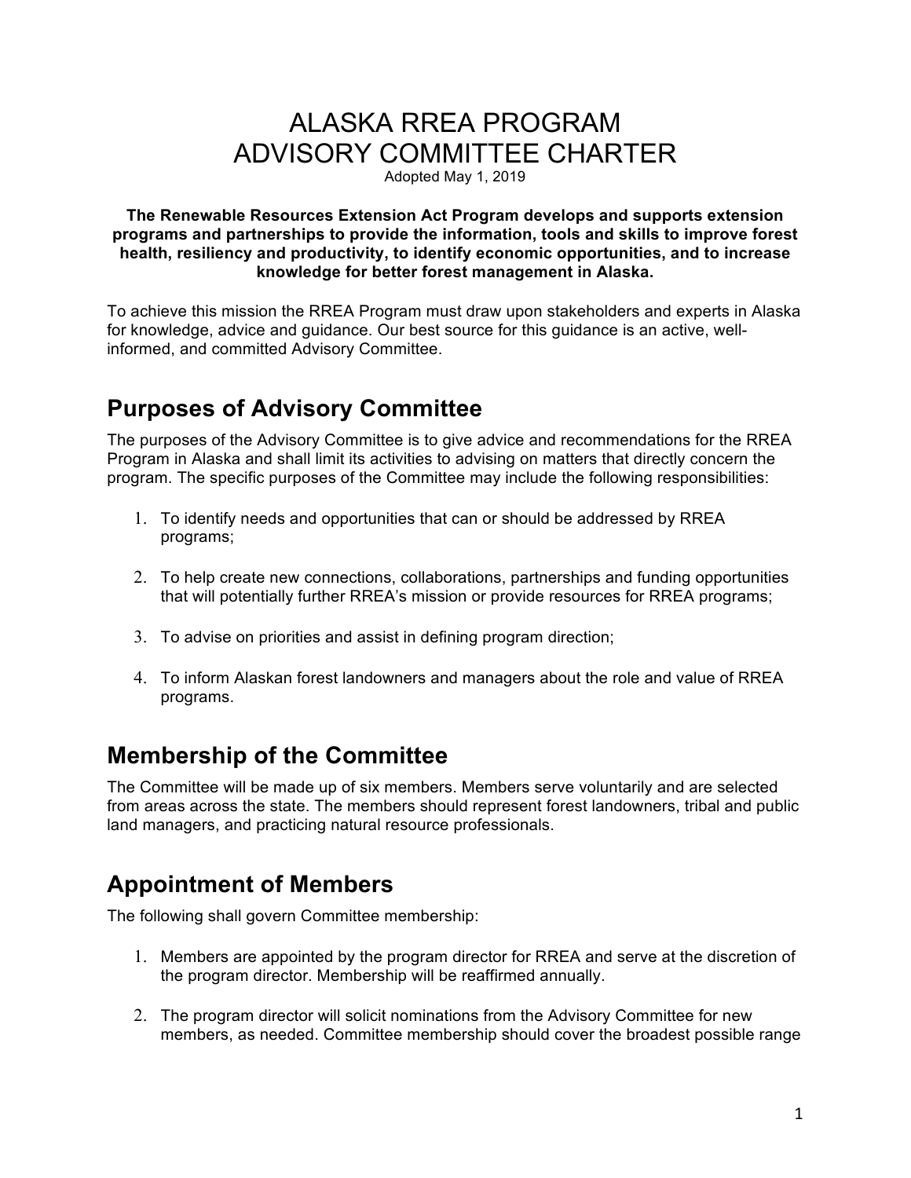# ALASKA RREA PROGRAM
# ADVISORY COMMITTEE CHARTER

Adopted May 1, 2019

**The Renewable Resources Extension Act Program develops and supports extension programs and partnerships to provide the information, tools and skills to improve forest health, resiliency and productivity, to identify economic opportunities, and to increase knowledge for better forest management in Alaska.**

To achieve this mission the RREA Program must draw upon stakeholders and experts in Alaska for knowledge, advice and guidance. Our best source for this guidance is an active, well-informed, and committed Advisory Committee.

## Purposes of Advisory Committee

The purposes of the Advisory Committee is to give advice and recommendations for the RREA Program in Alaska and shall limit its activities to advising on matters that directly concern the program. The specific purposes of the Committee may include the following responsibilities:

1. To identify needs and opportunities that can or should be addressed by RREA programs;

2. To help create new connections, collaborations, partnerships and funding opportunities that will potentially further RREA's mission or provide resources for RREA programs;

3. To advise on priorities and assist in defining program direction;

4. To inform Alaskan forest landowners and managers about the role and value of RREA programs.

## Membership of the Committee

The Committee will be made up of six members. Members serve voluntarily and are selected from areas across the state. The members should represent forest landowners, tribal and public land managers, and practicing natural resource professionals.

## Appointment of Members

The following shall govern Committee membership:

1. Members are appointed by the program director for RREA and serve at the discretion of the program director. Membership will be reaffirmed annually.

2. The program director will solicit nominations from the Advisory Committee for new members, as needed. Committee membership should cover the broadest possible range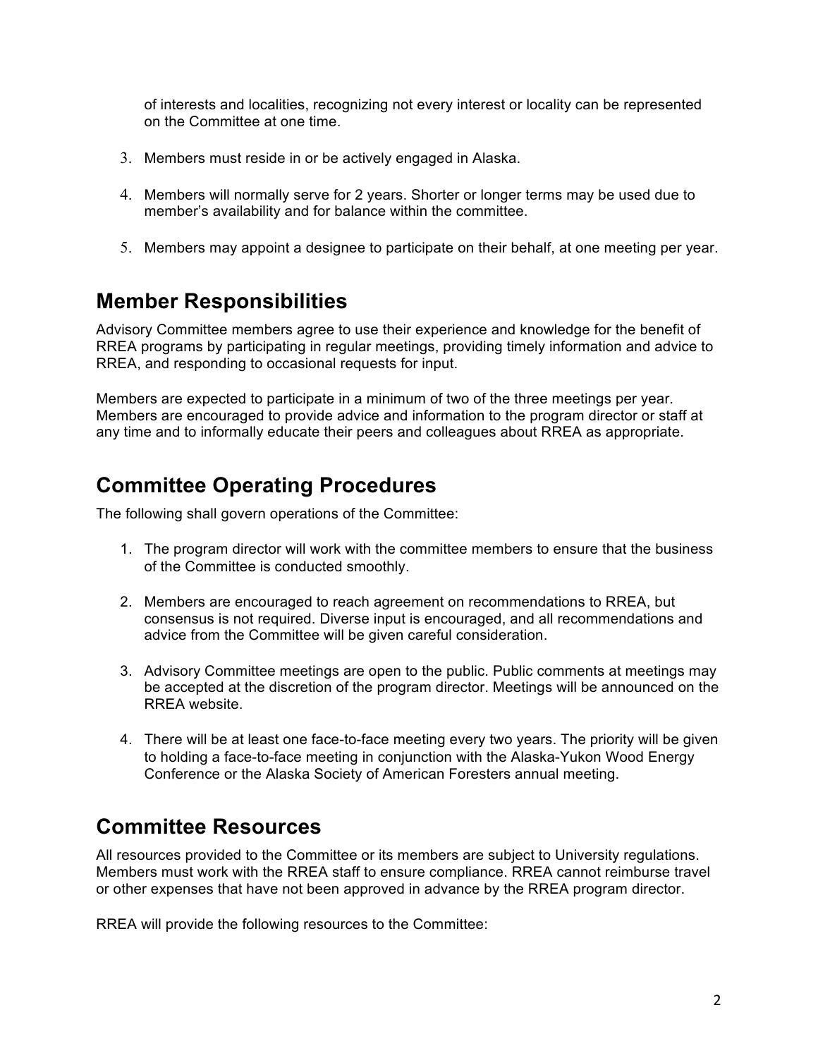of interests and localities, recognizing not every interest or locality can be represented on the Committee at one time.

3. Members must reside in or be actively engaged in Alaska.

4. Members will normally serve for 2 years. Shorter or longer terms may be used due to member's availability and for balance within the committee.

5. Members may appoint a designee to participate on their behalf, at one meeting per year.

## Member Responsibilities

Advisory Committee members agree to use their experience and knowledge for the benefit of RREA programs by participating in regular meetings, providing timely information and advice to RREA, and responding to occasional requests for input.

Members are expected to participate in a minimum of two of the three meetings per year. Members are encouraged to provide advice and information to the program director or staff at any time and to informally educate their peers and colleagues about RREA as appropriate.

## Committee Operating Procedures

The following shall govern operations of the Committee:

1. The program director will work with the committee members to ensure that the business of the Committee is conducted smoothly.

2. Members are encouraged to reach agreement on recommendations to RREA, but consensus is not required. Diverse input is encouraged, and all recommendations and advice from the Committee will be given careful consideration.

3. Advisory Committee meetings are open to the public. Public comments at meetings may be accepted at the discretion of the program director. Meetings will be announced on the RREA website.

4. There will be at least one face-to-face meeting every two years. The priority will be given to holding a face-to-face meeting in conjunction with the Alaska-Yukon Wood Energy Conference or the Alaska Society of American Foresters annual meeting.

## Committee Resources

All resources provided to the Committee or its members are subject to University regulations. Members must work with the RREA staff to ensure compliance. RREA cannot reimburse travel or other expenses that have not been approved in advance by the RREA program director.

RREA will provide the following resources to the Committee: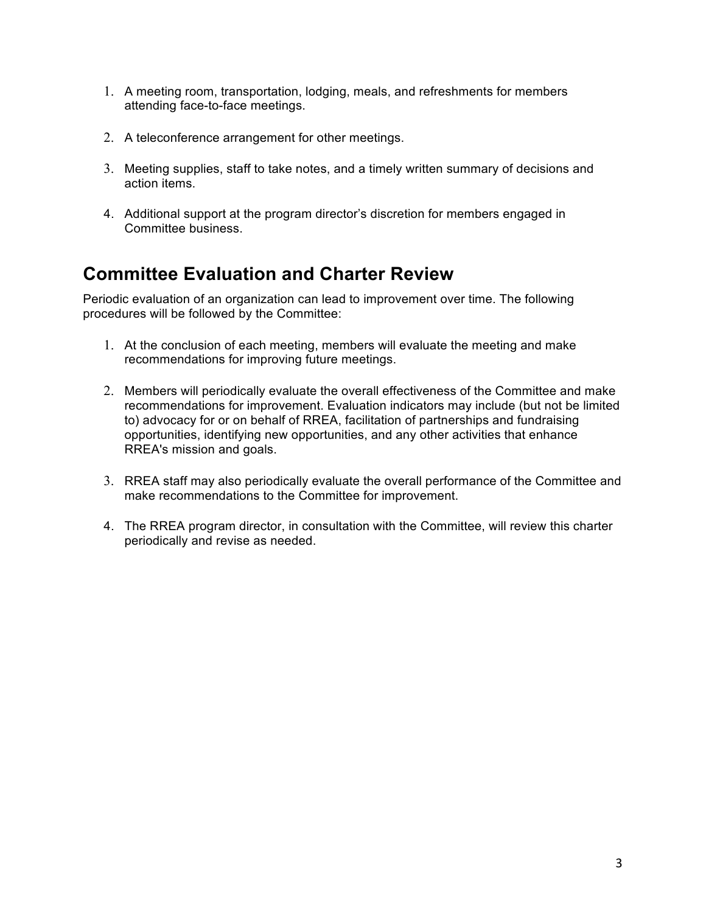1. A meeting room, transportation, lodging, meals, and refreshments for members attending face-to-face meetings.

2. A teleconference arrangement for other meetings.

3. Meeting supplies, staff to take notes, and a timely written summary of decisions and action items.

4. Additional support at the program director's discretion for members engaged in Committee business.

## Committee Evaluation and Charter Review

Periodic evaluation of an organization can lead to improvement over time. The following procedures will be followed by the Committee:

1. At the conclusion of each meeting, members will evaluate the meeting and make recommendations for improving future meetings.

2. Members will periodically evaluate the overall effectiveness of the Committee and make recommendations for improvement. Evaluation indicators may include (but not be limited to) advocacy for or on behalf of RREA, facilitation of partnerships and fundraising opportunities, identifying new opportunities, and any other activities that enhance RREA's mission and goals.

3. RREA staff may also periodically evaluate the overall performance of the Committee and make recommendations to the Committee for improvement.

4. The RREA program director, in consultation with the Committee, will review this charter periodically and revise as needed.